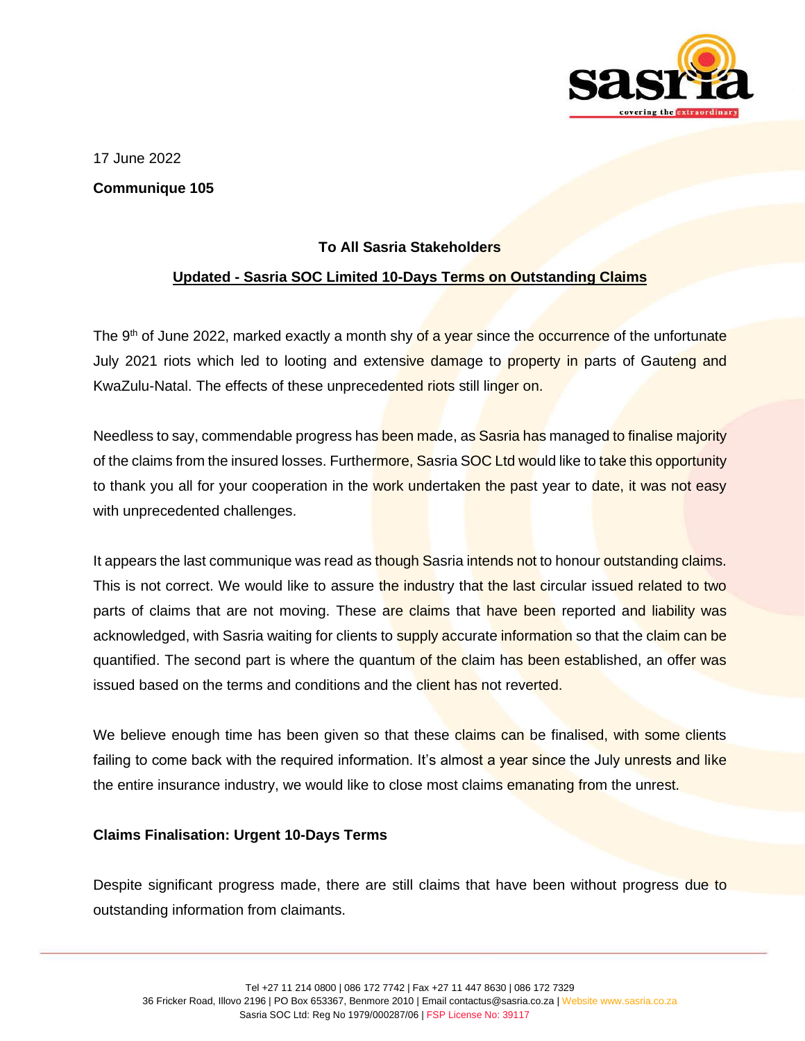17 June 2022

**Communique 105**

**To All Sasria Stakeholders**

**Updated - Sasria SOC Limited 10-Days Terms on Outstanding Claims**

The 9th of June 2022, marked exactly a month shy of a year since the occurrence of the unfortunate July 2021 riots which led to looting and extensive damage to property in parts of Gauteng and KwaZulu-Natal. The effects of these unprecedented riots still linger on.

Needless to say, commendable progress has been made, as Sasria has managed to finalise majority of the claims from the insured losses. Furthermore, Sasria SOC Ltd would like to take this opportunity to thank you all for your cooperation in the work undertaken the past year to date, it was not easy with unprecedented challenges.

It appears the last communique was read as though Sasria intends not to honour outstanding claims. This is not correct. We would like to assure the industry that the last circular issued related to two parts of claims that are not moving. These are claims that have been reported and liability was acknowledged, with Sasria waiting for clients to supply accurate information so that the claim can be quantified. The second part is where the quantum of the claim has been established, an offer was issued based on the terms and conditions and the client has not reverted.

We believe enough time has been given so that these claims can be finalised, with some clients failing to come back with the required information. It's almost a year since the July unrests and like the entire insurance industry, we would like to close most claims emanating from the unrest.

**Claims Finalisation: Urgent 10-Days Terms**

Despite significant progress made, there are still claims that have been without progress due to outstanding information from claimants.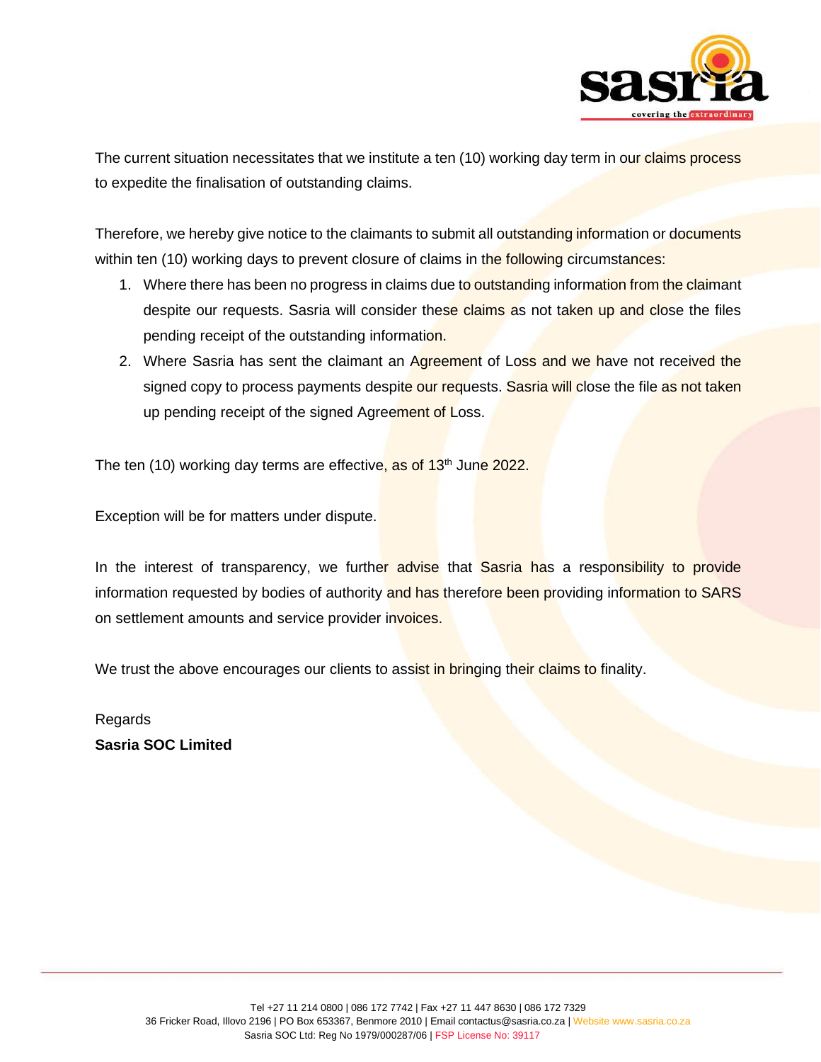The current situation necessitates that we institute a ten (10) working day term in our claims process to expedite the finalisation of outstanding claims.

Therefore, we hereby give notice to the claimants to submit all outstanding information or documents within ten (10) working days to prevent closure of claims in the following circumstances:

1. Where there has been no progress in claims due to outstanding information from the claimant despite our requests. Sasria will consider these claims as not taken up and close the files pending receipt of the outstanding information.
2. Where Sasria has sent the claimant an Agreement of Loss and we have not received the signed copy to process payments despite our requests. Sasria will close the file as not taken up pending receipt of the signed Agreement of Loss.

The ten (10) working day terms are effective, as of 13th June 2022.

Exception will be for matters under dispute.

In the interest of transparency, we further advise that Sasria has a responsibility to provide information requested by bodies of authority and has therefore been providing information to SARS on settlement amounts and service provider invoices.

We trust the above encourages our clients to assist in bringing their claims to finality.

Regards

**Sasria SOC Limited**

Tel +27 11 214 0800 | 086 172 7742 | Fax +27 11 447 8630 | 086 172 7329
36 Fricker Road, Illovo 2196 | PO Box 653367, Benmore 2010 | Email contactus@sasria.co.za | Website www.sasria.co.za
Sasria SOC Ltd: Reg No 1979/000287/06 | FSP License No: 39117